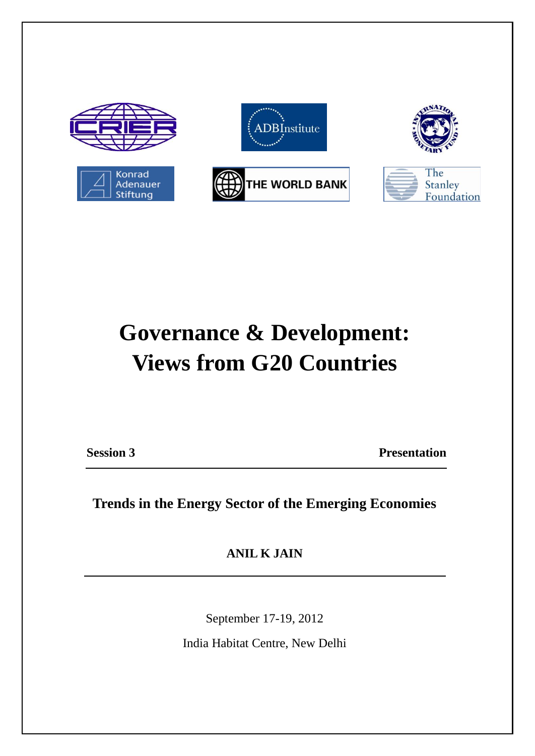# Governance & Development: Views from G20 Countries

**Session 3** **Presentation**

## Trends in the Energy Sector of the Emerging Economies

**ANIL K JAIN**

September 17-19, 2012

India Habitat Centre, New Delhi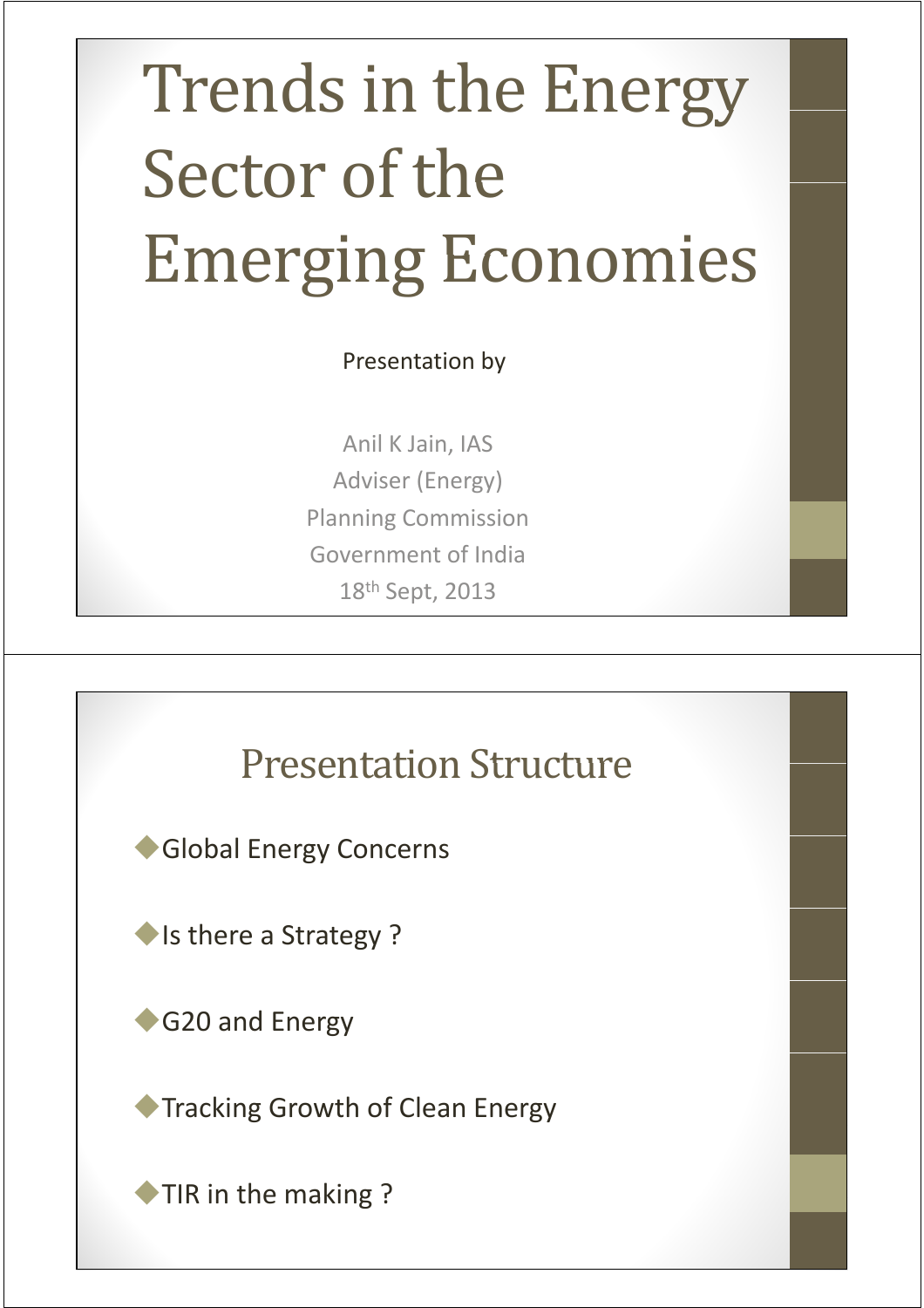# Trends in the Energy Sector of the Emerging Economies

Presentation by

Anil K Jain, IAS
Adviser (Energy)
Planning Commission
Government of India
18th Sept, 2013

---

## Presentation Structure

- Global Energy Concerns
- Is there a Strategy ?
- G20 and Energy
- Tracking Growth of Clean Energy
- TIR in the making ?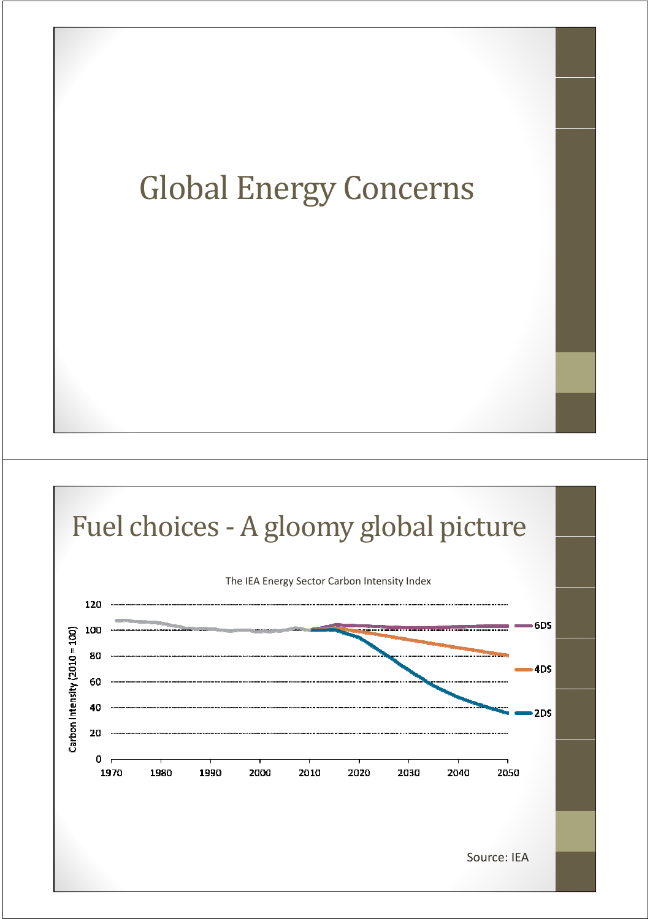# Global Energy Concerns

# Fuel choices - A gloomy global picture

The IEA Energy Sector Carbon Intensity Index

Source: IEA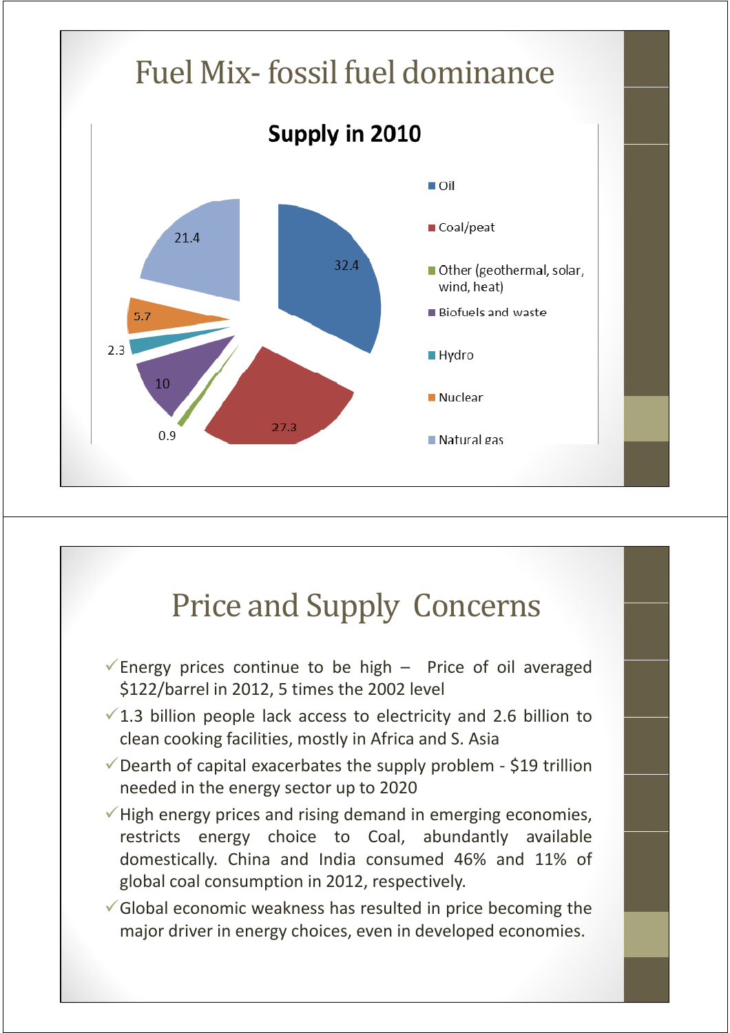# Fuel Mix- fossil fuel dominance

**Supply in 2010**

| Fuel | Share |
|---|---|
| Oil | 32.4 |
| Coal/peat | 27.3 |
| Other (geothermal, solar, wind, heat) | 0.9 |
| Biofuels and waste | 10 |
| Hydro | 2.3 |
| Nuclear | 5.7 |
| Natural gas | 21.4 |

# Price and Supply Concerns

- ✓ Energy prices continue to be high – Price of oil averaged \$122/barrel in 2012, 5 times the 2002 level
- ✓ 1.3 billion people lack access to electricity and 2.6 billion to clean cooking facilities, mostly in Africa and S. Asia
- ✓ Dearth of capital exacerbates the supply problem - \$19 trillion needed in the energy sector up to 2020
- ✓ High energy prices and rising demand in emerging economies, restricts energy choice to Coal, abundantly available domestically. China and India consumed 46% and 11% of global coal consumption in 2012, respectively.
- ✓ Global economic weakness has resulted in price becoming the major driver in energy choices, even in developed economies.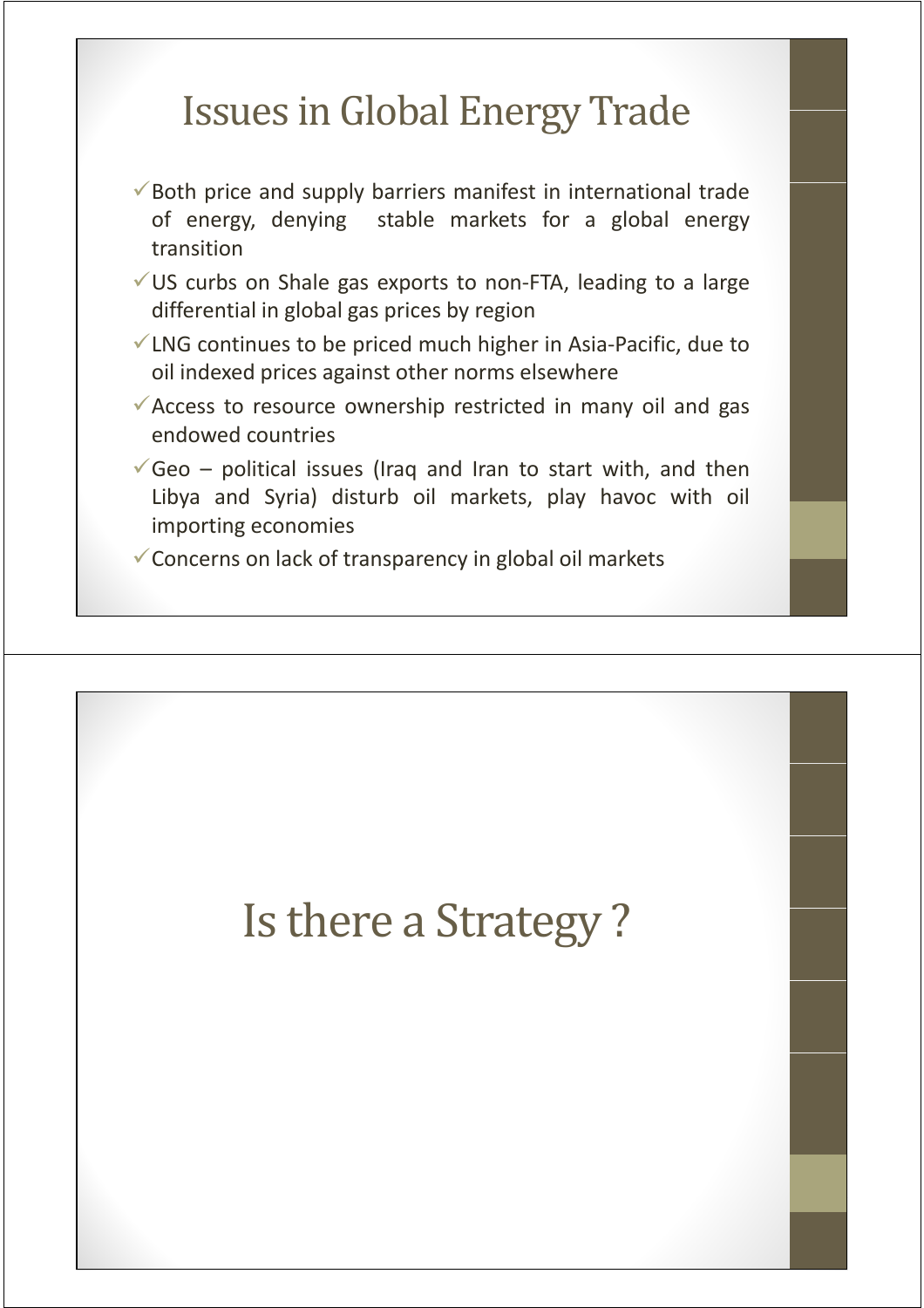# Issues in Global Energy Trade

- ✓Both price and supply barriers manifest in international trade of energy, denying stable markets for a global energy transition
- ✓US curbs on Shale gas exports to non-FTA, leading to a large differential in global gas prices by region
- ✓LNG continues to be priced much higher in Asia-Pacific, due to oil indexed prices against other norms elsewhere
- ✓Access to resource ownership restricted in many oil and gas endowed countries
- ✓Geo – political issues (Iraq and Iran to start with, and then Libya and Syria) disturb oil markets, play havoc with oil importing economies
- ✓Concerns on lack of transparency in global oil markets

# Is there a Strategy ?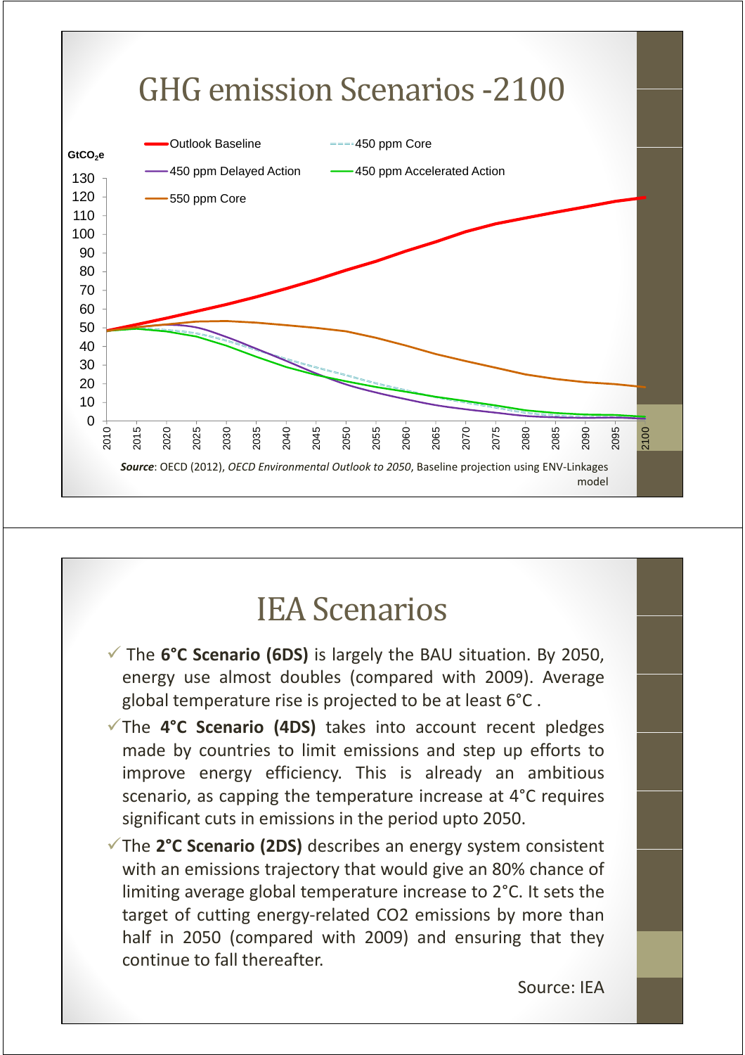# GHG emission Scenarios -2100

$GtCO_2e$

Legend: Outlook Baseline; 450 ppm Core; 450 ppm Delayed Action; 450 ppm Accelerated Action; 550 ppm Core

***Source***: OECD (2012), *OECD Environmental Outlook to 2050*, Baseline projection using ENV-Linkages model

# IEA Scenarios

- ✓ The **6°C Scenario (6DS)** is largely the BAU situation. By 2050, energy use almost doubles (compared with 2009). Average global temperature rise is projected to be at least 6°C .
- ✓ The **4°C Scenario (4DS)** takes into account recent pledges made by countries to limit emissions and step up efforts to improve energy efficiency. This is already an ambitious scenario, as capping the temperature increase at 4°C requires significant cuts in emissions in the period upto 2050.
- ✓ The **2°C Scenario (2DS)** describes an energy system consistent with an emissions trajectory that would give an 80% chance of limiting average global temperature increase to 2°C. It sets the target of cutting energy-related CO2 emissions by more than half in 2050 (compared with 2009) and ensuring that they continue to fall thereafter.

Source: IEA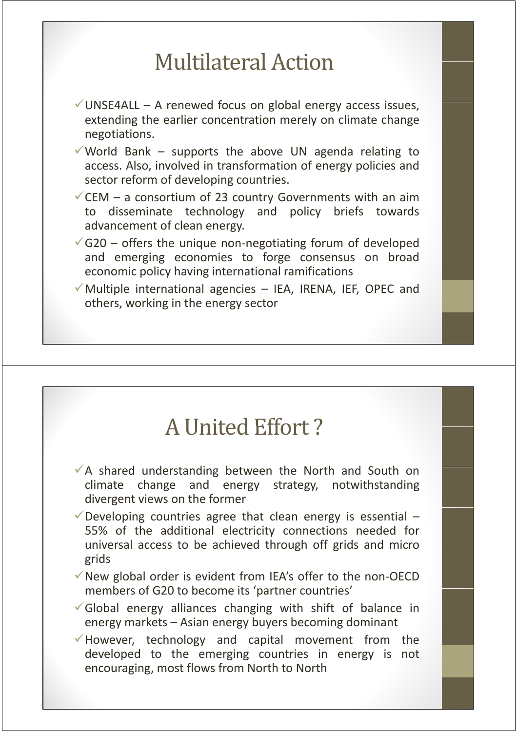# Multilateral Action

- ✓ UNSE4ALL – A renewed focus on global energy access issues, extending the earlier concentration merely on climate change negotiations.
- ✓ World Bank – supports the above UN agenda relating to access. Also, involved in transformation of energy policies and sector reform of developing countries.
- ✓ CEM – a consortium of 23 country Governments with an aim to disseminate technology and policy briefs towards advancement of clean energy.
- ✓ G20 – offers the unique non-negotiating forum of developed and emerging economies to forge consensus on broad economic policy having international ramifications
- ✓ Multiple international agencies – IEA, IRENA, IEF, OPEC and others, working in the energy sector

# A United Effort ?

- ✓ A shared understanding between the North and South on climate change and energy strategy, notwithstanding divergent views on the former
- ✓ Developing countries agree that clean energy is essential – 55% of the additional electricity connections needed for universal access to be achieved through off grids and micro grids
- ✓ New global order is evident from IEA's offer to the non-OECD members of G20 to become its 'partner countries'
- ✓ Global energy alliances changing with shift of balance in energy markets – Asian energy buyers becoming dominant
- ✓ However, technology and capital movement from the developed to the emerging countries in energy is not encouraging, most flows from North to North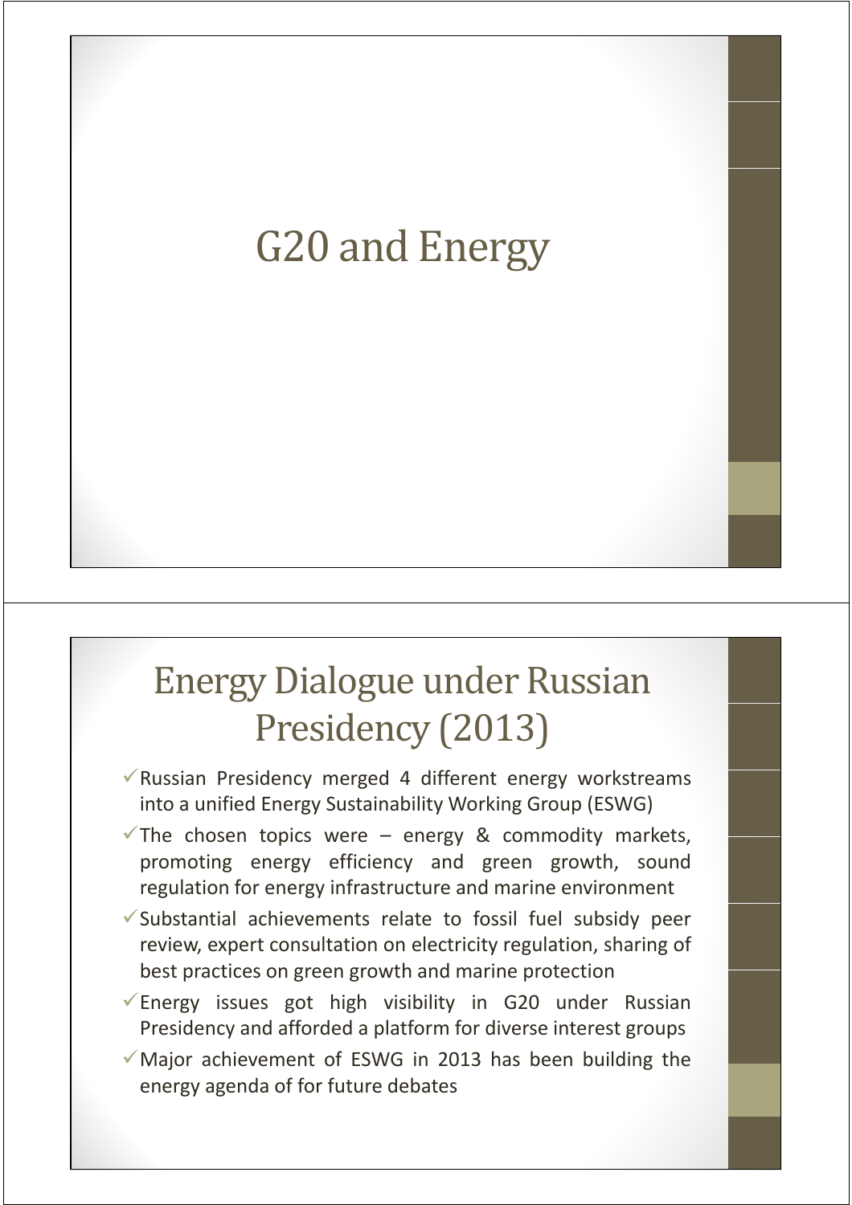# G20 and Energy

# Energy Dialogue under Russian Presidency (2013)

- ✓ Russian Presidency merged 4 different energy workstreams into a unified Energy Sustainability Working Group (ESWG)
- ✓ The chosen topics were – energy & commodity markets, promoting energy efficiency and green growth, sound regulation for energy infrastructure and marine environment
- ✓ Substantial achievements relate to fossil fuel subsidy peer review, expert consultation on electricity regulation, sharing of best practices on green growth and marine protection
- ✓ Energy issues got high visibility in G20 under Russian Presidency and afforded a platform for diverse interest groups
- ✓ Major achievement of ESWG in 2013 has been building the energy agenda of for future debates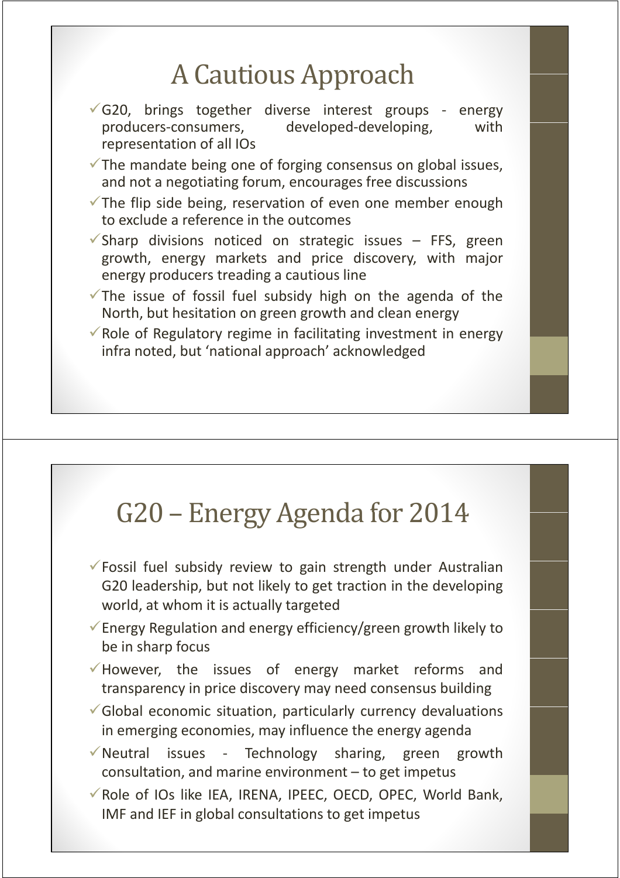# A Cautious Approach

- ✓ G20, brings together diverse interest groups - energy producers-consumers, developed-developing, with representation of all IOs
- ✓ The mandate being one of forging consensus on global issues, and not a negotiating forum, encourages free discussions
- ✓ The flip side being, reservation of even one member enough to exclude a reference in the outcomes
- ✓ Sharp divisions noticed on strategic issues – FFS, green growth, energy markets and price discovery, with major energy producers treading a cautious line
- ✓ The issue of fossil fuel subsidy high on the agenda of the North, but hesitation on green growth and clean energy
- ✓ Role of Regulatory regime in facilitating investment in energy infra noted, but 'national approach' acknowledged

# G20 – Energy Agenda for 2014

- ✓ Fossil fuel subsidy review to gain strength under Australian G20 leadership, but not likely to get traction in the developing world, at whom it is actually targeted
- ✓ Energy Regulation and energy efficiency/green growth likely to be in sharp focus
- ✓ However, the issues of energy market reforms and transparency in price discovery may need consensus building
- ✓ Global economic situation, particularly currency devaluations in emerging economies, may influence the energy agenda
- ✓ Neutral issues - Technology sharing, green growth consultation, and marine environment – to get impetus
- ✓ Role of IOs like IEA, IRENA, IPEEC, OECD, OPEC, World Bank, IMF and IEF in global consultations to get impetus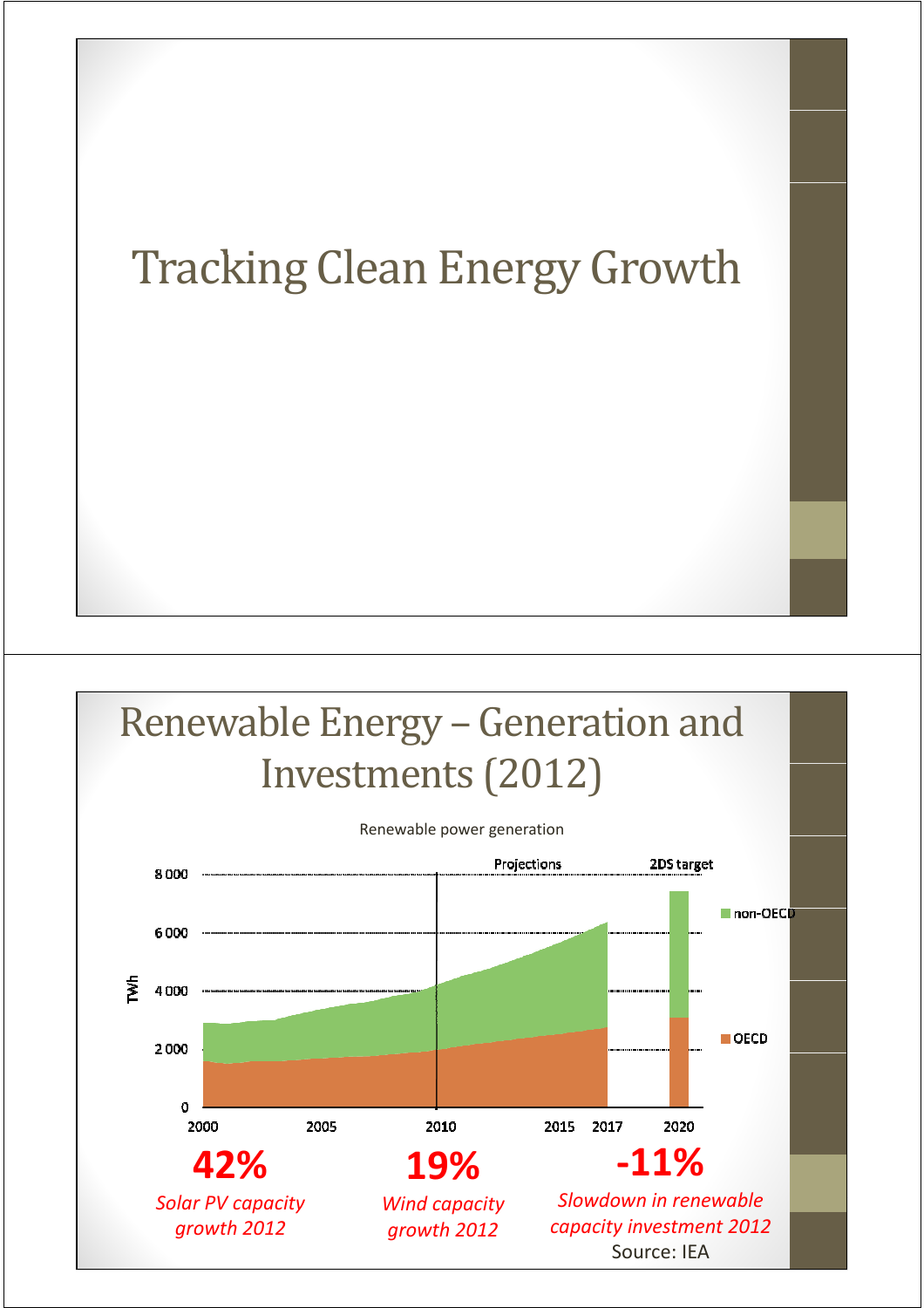# Tracking Clean Energy Growth

# Renewable Energy – Generation and Investments (2012)

Renewable power generation

Projections

2DS target

TWh

8 000

6 000

4 000

2 000

0

2000 2005 2010 2015 2017 2020

non-OECD

OECD

**42%**

*Solar PV capacity growth 2012*

**19%**

*Wind capacity growth 2012*

**-11%**

*Slowdown in renewable capacity investment 2012*

Source: IEA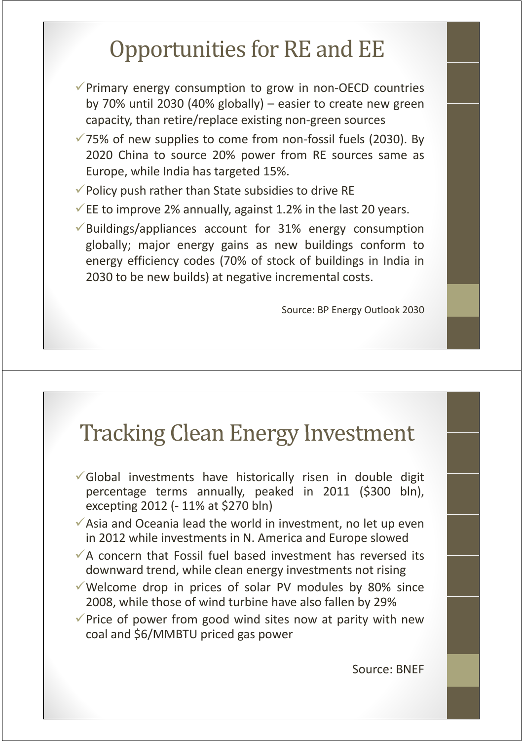# Opportunities for RE and EE

- ✓Primary energy consumption to grow in non-OECD countries by 70% until 2030 (40% globally) – easier to create new green capacity, than retire/replace existing non-green sources
- ✓75% of new supplies to come from non-fossil fuels (2030). By 2020 China to source 20% power from RE sources same as Europe, while India has targeted 15%.
- ✓Policy push rather than State subsidies to drive RE
- ✓EE to improve 2% annually, against 1.2% in the last 20 years.
- ✓Buildings/appliances account for 31% energy consumption globally; major energy gains as new buildings conform to energy efficiency codes (70% of stock of buildings in India in 2030 to be new builds) at negative incremental costs.

Source: BP Energy Outlook 2030

# Tracking Clean Energy Investment

- ✓Global investments have historically risen in double digit percentage terms annually, peaked in 2011 ($300 bln), excepting 2012 (- 11% at $270 bln)
- ✓Asia and Oceania lead the world in investment, no let up even in 2012 while investments in N. America and Europe slowed
- ✓A concern that Fossil fuel based investment has reversed its downward trend, while clean energy investments not rising
- ✓Welcome drop in prices of solar PV modules by 80% since 2008, while those of wind turbine have also fallen by 29%
- ✓Price of power from good wind sites now at parity with new coal and $6/MMBTU priced gas power

Source: BNEF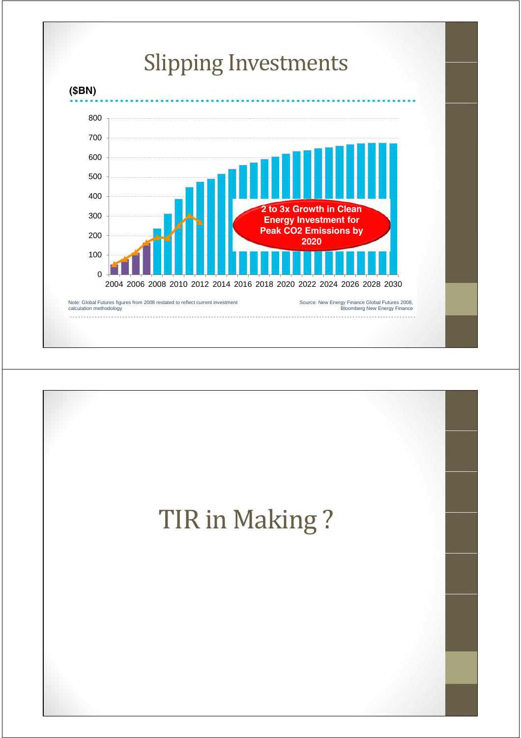# Slipping Investments

($BN)

800
700
600
500
400
300
200
100
0

2004 2006 2008 2010 2012 2014 2016 2018 2020 2022 2024 2026 2028 2030

2 to 3x Growth in Clean Energy Investment for Peak $CO_2$ Emissions by 2020

Note: Global Futures figures from 2008 restated to reflect current investment calculation methodology

Source: New Energy Finance Global Futures 2008, Bloomberg New Energy Finance

# TIR in Making ?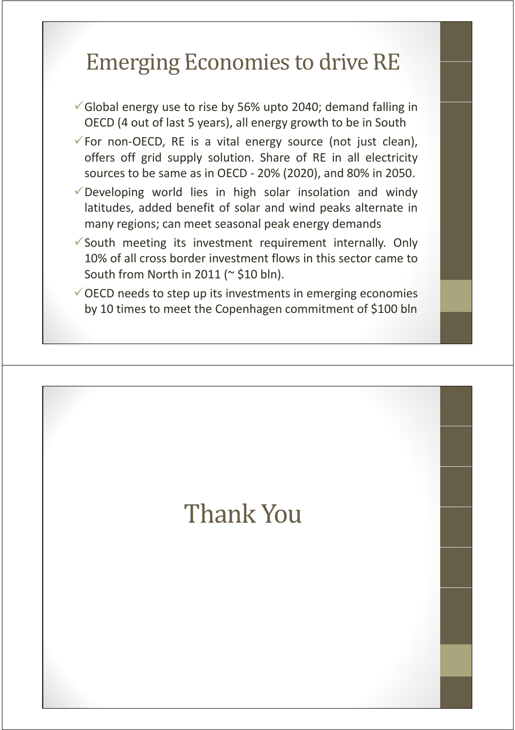# Emerging Economies to drive RE

- ✓Global energy use to rise by 56% upto 2040; demand falling in OECD (4 out of last 5 years), all energy growth to be in South
- ✓For non-OECD, RE is a vital energy source (not just clean), offers off grid supply solution. Share of RE in all electricity sources to be same as in OECD - 20% (2020), and 80% in 2050.
- ✓Developing world lies in high solar insolation and windy latitudes, added benefit of solar and wind peaks alternate in many regions; can meet seasonal peak energy demands
- ✓South meeting its investment requirement internally. Only 10% of all cross border investment flows in this sector came to South from North in 2011 (~ $10 bln).
- ✓OECD needs to step up its investments in emerging economies by 10 times to meet the Copenhagen commitment of $100 bln

# Thank You